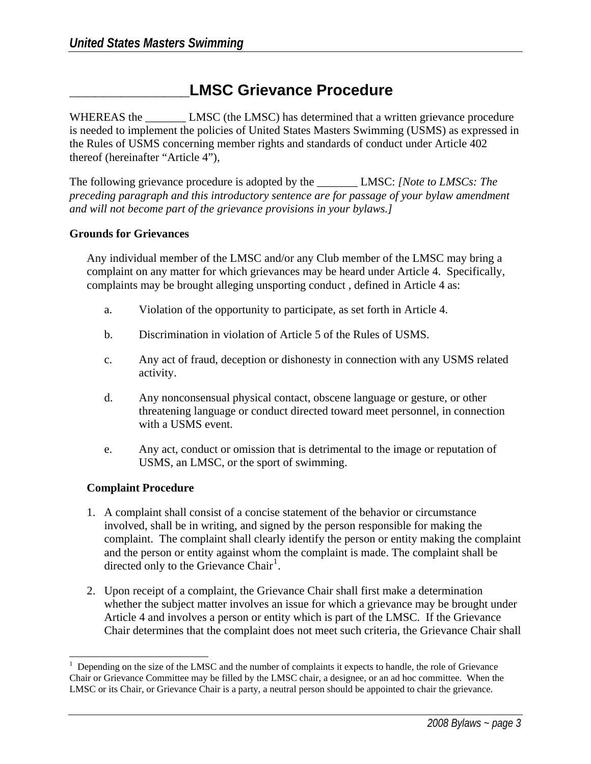# _________________LMSC Grievance Procedure

WHEREAS the _______ LMSC (the LMSC) has determined that a written grievance procedure is needed to implement the policies of United States Masters Swimming (USMS) as expressed in the Rules of USMS concerning member rights and standards of conduct under Article 402 thereof (hereinafter "Article 4"),

The following grievance procedure is adopted by the _______ LMSC: *[Note to LMSCs: The preceding paragraph and this introductory sentence are for passage of your bylaw amendment and will not become part of the grievance provisions in your bylaws.]*

**Grounds for Grievances**

Any individual member of the LMSC and/or any Club member of the LMSC may bring a complaint on any matter for which grievances may be heard under Article 4. Specifically, complaints may be brought alleging unsporting conduct , defined in Article 4 as:

a. Violation of the opportunity to participate, as set forth in Article 4.

b. Discrimination in violation of Article 5 of the Rules of USMS.

c. Any act of fraud, deception or dishonesty in connection with any USMS related activity.

d. Any nonconsensual physical contact, obscene language or gesture, or other threatening language or conduct directed toward meet personnel, in connection with a USMS event.

e. Any act, conduct or omission that is detrimental to the image or reputation of USMS, an LMSC, or the sport of swimming.

**Complaint Procedure**

1. A complaint shall consist of a concise statement of the behavior or circumstance involved, shall be in writing, and signed by the person responsible for making the complaint. The complaint shall clearly identify the person or entity making the complaint and the person or entity against whom the complaint is made. The complaint shall be directed only to the Grievance Chair[1].

2. Upon receipt of a complaint, the Grievance Chair shall first make a determination whether the subject matter involves an issue for which a grievance may be brought under Article 4 and involves a person or entity which is part of the LMSC. If the Grievance Chair determines that the complaint does not meet such criteria, the Grievance Chair shall

---

[1] Depending on the size of the LMSC and the number of complaints it expects to handle, the role of Grievance Chair or Grievance Committee may be filled by the LMSC chair, a designee, or an ad hoc committee. When the LMSC or its Chair, or Grievance Chair is a party, a neutral person should be appointed to chair the grievance.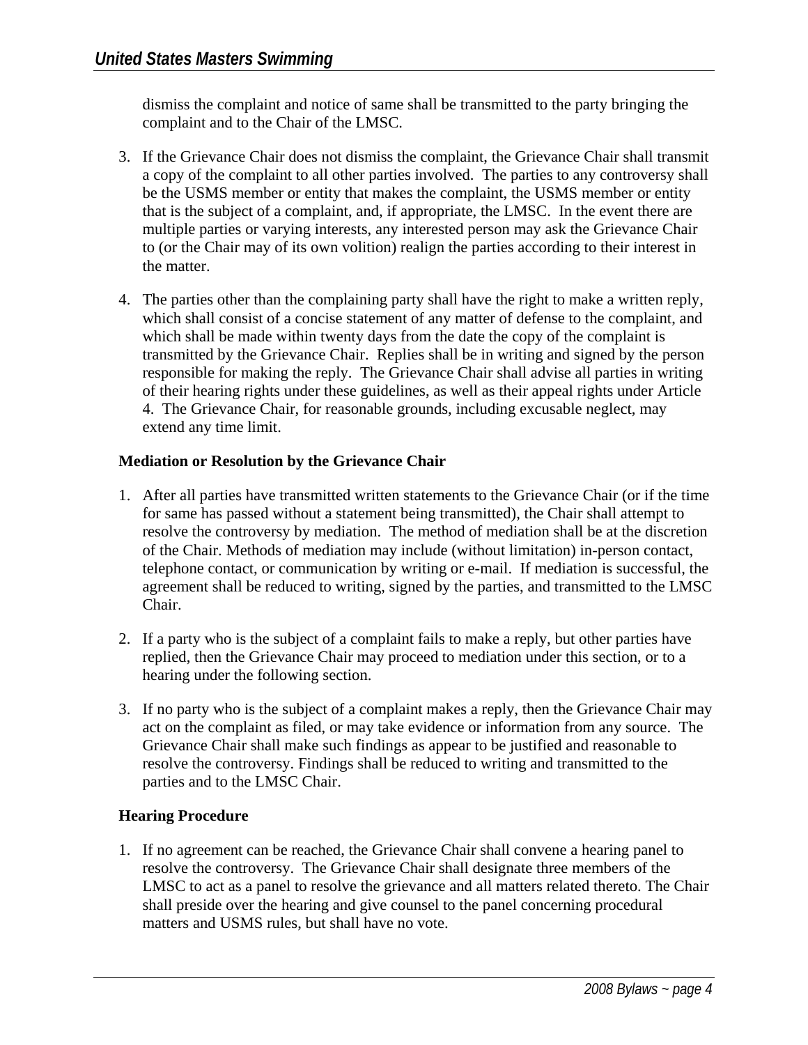dismiss the complaint and notice of same shall be transmitted to the party bringing the complaint and to the Chair of the LMSC.

3. If the Grievance Chair does not dismiss the complaint, the Grievance Chair shall transmit a copy of the complaint to all other parties involved. The parties to any controversy shall be the USMS member or entity that makes the complaint, the USMS member or entity that is the subject of a complaint, and, if appropriate, the LMSC. In the event there are multiple parties or varying interests, any interested person may ask the Grievance Chair to (or the Chair may of its own volition) realign the parties according to their interest in the matter.

4. The parties other than the complaining party shall have the right to make a written reply, which shall consist of a concise statement of any matter of defense to the complaint, and which shall be made within twenty days from the date the copy of the complaint is transmitted by the Grievance Chair. Replies shall be in writing and signed by the person responsible for making the reply. The Grievance Chair shall advise all parties in writing of their hearing rights under these guidelines, as well as their appeal rights under Article 4. The Grievance Chair, for reasonable grounds, including excusable neglect, may extend any time limit.

**Mediation or Resolution by the Grievance Chair**

1. After all parties have transmitted written statements to the Grievance Chair (or if the time for same has passed without a statement being transmitted), the Chair shall attempt to resolve the controversy by mediation. The method of mediation shall be at the discretion of the Chair. Methods of mediation may include (without limitation) in-person contact, telephone contact, or communication by writing or e-mail. If mediation is successful, the agreement shall be reduced to writing, signed by the parties, and transmitted to the LMSC Chair.

2. If a party who is the subject of a complaint fails to make a reply, but other parties have replied, then the Grievance Chair may proceed to mediation under this section, or to a hearing under the following section.

3. If no party who is the subject of a complaint makes a reply, then the Grievance Chair may act on the complaint as filed, or may take evidence or information from any source. The Grievance Chair shall make such findings as appear to be justified and reasonable to resolve the controversy. Findings shall be reduced to writing and transmitted to the parties and to the LMSC Chair.

**Hearing Procedure**

1. If no agreement can be reached, the Grievance Chair shall convene a hearing panel to resolve the controversy. The Grievance Chair shall designate three members of the LMSC to act as a panel to resolve the grievance and all matters related thereto. The Chair shall preside over the hearing and give counsel to the panel concerning procedural matters and USMS rules, but shall have no vote.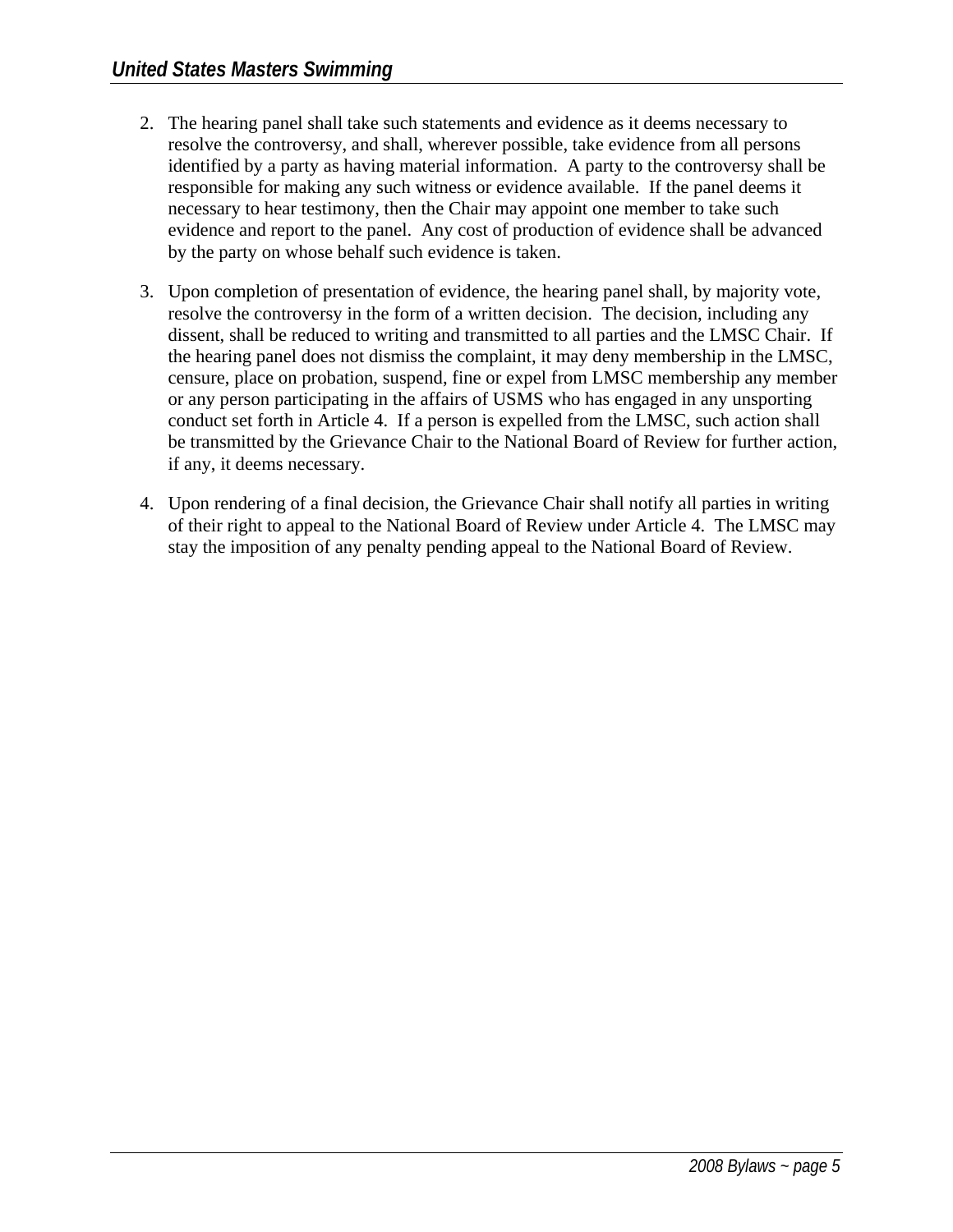2. The hearing panel shall take such statements and evidence as it deems necessary to resolve the controversy, and shall, wherever possible, take evidence from all persons identified by a party as having material information. A party to the controversy shall be responsible for making any such witness or evidence available. If the panel deems it necessary to hear testimony, then the Chair may appoint one member to take such evidence and report to the panel. Any cost of production of evidence shall be advanced by the party on whose behalf such evidence is taken.

3. Upon completion of presentation of evidence, the hearing panel shall, by majority vote, resolve the controversy in the form of a written decision. The decision, including any dissent, shall be reduced to writing and transmitted to all parties and the LMSC Chair. If the hearing panel does not dismiss the complaint, it may deny membership in the LMSC, censure, place on probation, suspend, fine or expel from LMSC membership any member or any person participating in the affairs of USMS who has engaged in any unsporting conduct set forth in Article 4. If a person is expelled from the LMSC, such action shall be transmitted by the Grievance Chair to the National Board of Review for further action, if any, it deems necessary.

4. Upon rendering of a final decision, the Grievance Chair shall notify all parties in writing of their right to appeal to the National Board of Review under Article 4. The LMSC may stay the imposition of any penalty pending appeal to the National Board of Review.